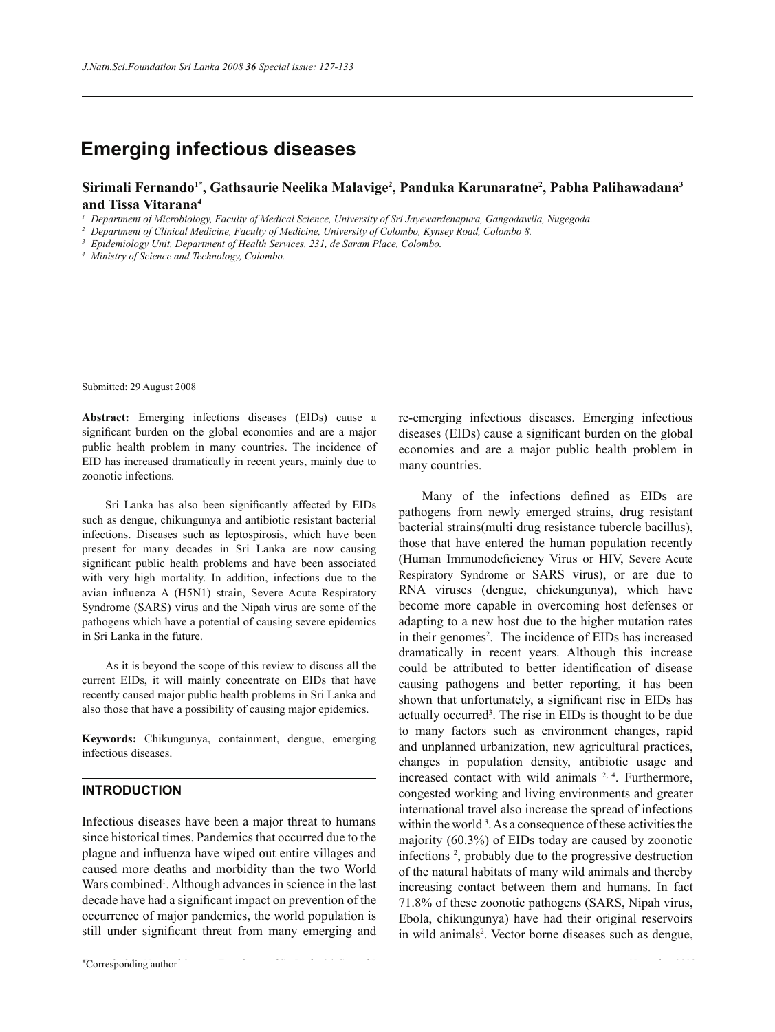# Emerging infectious diseases

**Sirimali Fernando[1*], Gathsaurie Neelika Malavige[2], Panduka Karunaratne[2], Pabha Palihawadana[3] and Tissa Vitarana[4]**

[1] *Department of Microbiology, Faculty of Medical Science, University of Sri Jayewardenapura, Gangodawila, Nugegoda.*
[2] *Department of Clinical Medicine, Faculty of Medicine, University of Colombo, Kynsey Road, Colombo 8.*
[3] *Epidemiology Unit, Department of Health Services, 231, de Saram Place, Colombo.*
[4] *Ministry of Science and Technology, Colombo.*

Submitted: 29 August 2008

**Abstract:** Emerging infections diseases (EIDs) cause a significant burden on the global economies and are a major public health problem in many countries. The incidence of EID has increased dramatically in recent years, mainly due to zoonotic infections.

Sri Lanka has also been significantly affected by EIDs such as dengue, chikungunya and antibiotic resistant bacterial infections. Diseases such as leptospirosis, which have been present for many decades in Sri Lanka are now causing significant public health problems and have been associated with very high mortality. In addition, infections due to the avian influenza A (H5N1) strain, Severe Acute Respiratory Syndrome (SARS) virus and the Nipah virus are some of the pathogens which have a potential of causing severe epidemics in Sri Lanka in the future.

As it is beyond the scope of this review to discuss all the current EIDs, it will mainly concentrate on EIDs that have recently caused major public health problems in Sri Lanka and also those that have a possibility of causing major epidemics.

**Keywords:** Chikungunya, containment, dengue, emerging infectious diseases.

## INTRODUCTION

Infectious diseases have been a major threat to humans since historical times. Pandemics that occurred due to the plague and influenza have wiped out entire villages and caused more deaths and morbidity than the two World Wars combined[1]. Although advances in science in the last decade have had a significant impact on prevention of the occurrence of major pandemics, the world population is still under significant threat from many emerging and re-emerging infectious diseases. Emerging infectious diseases (EIDs) cause a significant burden on the global economies and are a major public health problem in many countries.

Many of the infections defined as EIDs are pathogens from newly emerged strains, drug resistant bacterial strains(multi drug resistance tubercle bacillus), those that have entered the human population recently (Human Immunodeficiency Virus or HIV, Severe Acute Respiratory Syndrome or SARS virus), or are due to RNA viruses (dengue, chickungunya), which have become more capable in overcoming host defenses or adapting to a new host due to the higher mutation rates in their genomes[2]. The incidence of EIDs has increased dramatically in recent years. Although this increase could be attributed to better identification of disease causing pathogens and better reporting, it has been shown that unfortunately, a significant rise in EIDs has actually occurred[3]. The rise in EIDs is thought to be due to many factors such as environment changes, rapid and unplanned urbanization, new agricultural practices, changes in population density, antibiotic usage and increased contact with wild animals [2, 4]. Furthermore, congested working and living environments and greater international travel also increase the spread of infections within the world [3]. As a consequence of these activities the majority (60.3%) of EIDs today are caused by zoonotic infections [2], probably due to the progressive destruction of the natural habitats of many wild animals and thereby increasing contact between them and humans. In fact 71.8% of these zoonotic pathogens (SARS, Nipah virus, Ebola, chikungunya) have had their original reservoirs in wild animals[2]. Vector borne diseases such as dengue,

*Corresponding author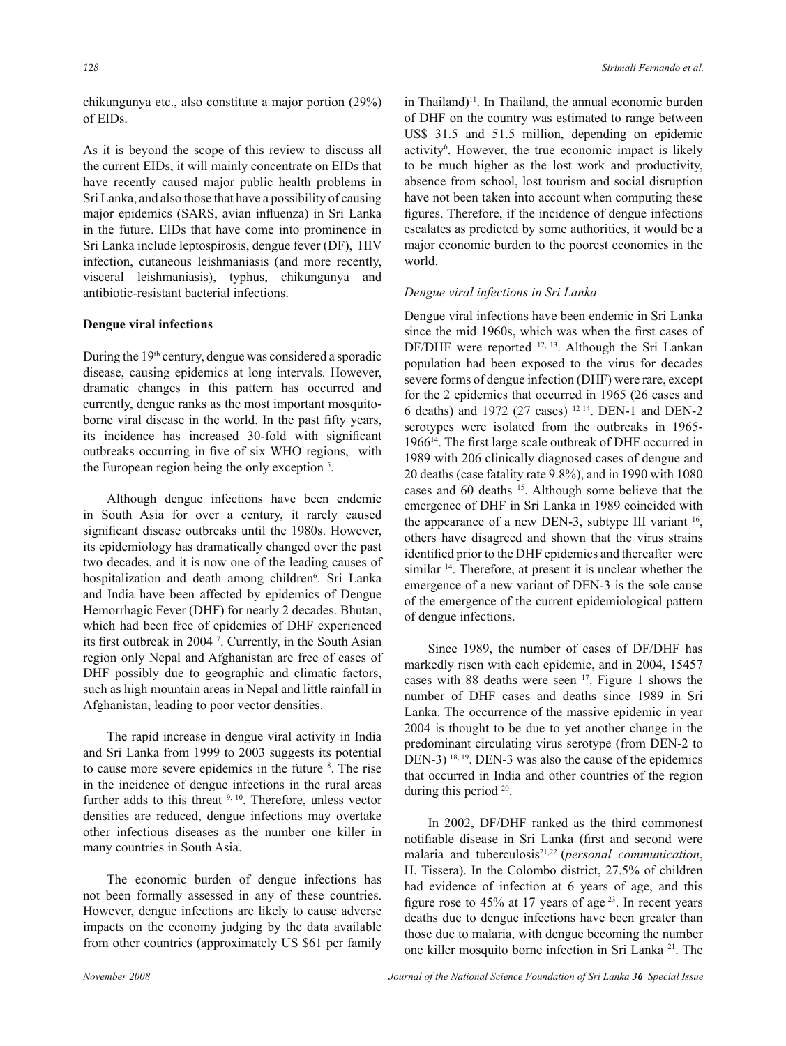chikungunya etc., also constitute a major portion (29%) of EIDs.

As it is beyond the scope of this review to discuss all the current EIDs, it will mainly concentrate on EIDs that have recently caused major public health problems in Sri Lanka, and also those that have a possibility of causing major epidemics (SARS, avian influenza) in Sri Lanka in the future. EIDs that have come into prominence in Sri Lanka include leptospirosis, dengue fever (DF), HIV infection, cutaneous leishmaniasis (and more recently, visceral leishmaniasis), typhus, chikungunya and antibiotic-resistant bacterial infections.

**Dengue viral infections**

During the 19th century, dengue was considered a sporadic disease, causing epidemics at long intervals. However, dramatic changes in this pattern has occurred and currently, dengue ranks as the most important mosquito-borne viral disease in the world. In the past fifty years, its incidence has increased 30-fold with significant outbreaks occurring in five of six WHO regions, with the European region being the only exception [5].

Although dengue infections have been endemic in South Asia for over a century, it rarely caused significant disease outbreaks until the 1980s. However, its epidemiology has dramatically changed over the past two decades, and it is now one of the leading causes of hospitalization and death among children[6]. Sri Lanka and India have been affected by epidemics of Dengue Hemorrhagic Fever (DHF) for nearly 2 decades. Bhutan, which had been free of epidemics of DHF experienced its first outbreak in 2004 [7]. Currently, in the South Asian region only Nepal and Afghanistan are free of cases of DHF possibly due to geographic and climatic factors, such as high mountain areas in Nepal and little rainfall in Afghanistan, leading to poor vector densities.

The rapid increase in dengue viral activity in India and Sri Lanka from 1999 to 2003 suggests its potential to cause more severe epidemics in the future [8]. The rise in the incidence of dengue infections in the rural areas further adds to this threat [9, 10]. Therefore, unless vector densities are reduced, dengue infections may overtake other infectious diseases as the number one killer in many countries in South Asia.

The economic burden of dengue infections has not been formally assessed in any of these countries. However, dengue infections are likely to cause adverse impacts on the economy judging by the data available from other countries (approximately US $61 per family in Thailand)[11]. In Thailand, the annual economic burden of DHF on the country was estimated to range between US$ 31.5 and 51.5 million, depending on epidemic activity[6]. However, the true economic impact is likely to be much higher as the lost work and productivity, absence from school, lost tourism and social disruption have not been taken into account when computing these figures. Therefore, if the incidence of dengue infections escalates as predicted by some authorities, it would be a major economic burden to the poorest economies in the world.

*Dengue viral infections in Sri Lanka*

Dengue viral infections have been endemic in Sri Lanka since the mid 1960s, which was when the first cases of DF/DHF were reported [12, 13]. Although the Sri Lankan population had been exposed to the virus for decades severe forms of dengue infection (DHF) were rare, except for the 2 epidemics that occurred in 1965 (26 cases and 6 deaths) and 1972 (27 cases) [12-14]. DEN-1 and DEN-2 serotypes were isolated from the outbreaks in 1965-1966[14]. The first large scale outbreak of DHF occurred in 1989 with 206 clinically diagnosed cases of dengue and 20 deaths (case fatality rate 9.8%), and in 1990 with 1080 cases and 60 deaths [15]. Although some believe that the emergence of DHF in Sri Lanka in 1989 coincided with the appearance of a new DEN-3, subtype III variant [16], others have disagreed and shown that the virus strains identified prior to the DHF epidemics and thereafter were similar [14]. Therefore, at present it is unclear whether the emergence of a new variant of DEN-3 is the sole cause of the emergence of the current epidemiological pattern of dengue infections.

Since 1989, the number of cases of DF/DHF has markedly risen with each epidemic, and in 2004, 15457 cases with 88 deaths were seen [17]. Figure 1 shows the number of DHF cases and deaths since 1989 in Sri Lanka. The occurrence of the massive epidemic in year 2004 is thought to be due to yet another change in the predominant circulating virus serotype (from DEN-2 to DEN-3) [18, 19]. DEN-3 was also the cause of the epidemics that occurred in India and other countries of the region during this period [20].

In 2002, DF/DHF ranked as the third commonest notifiable disease in Sri Lanka (first and second were malaria and tuberculosis[21,22] (*personal communication*, H. Tissera). In the Colombo district, 27.5% of children had evidence of infection at 6 years of age, and this figure rose to 45% at 17 years of age [23]. In recent years deaths due to dengue infections have been greater than those due to malaria, with dengue becoming the number one killer mosquito borne infection in Sri Lanka [21]. The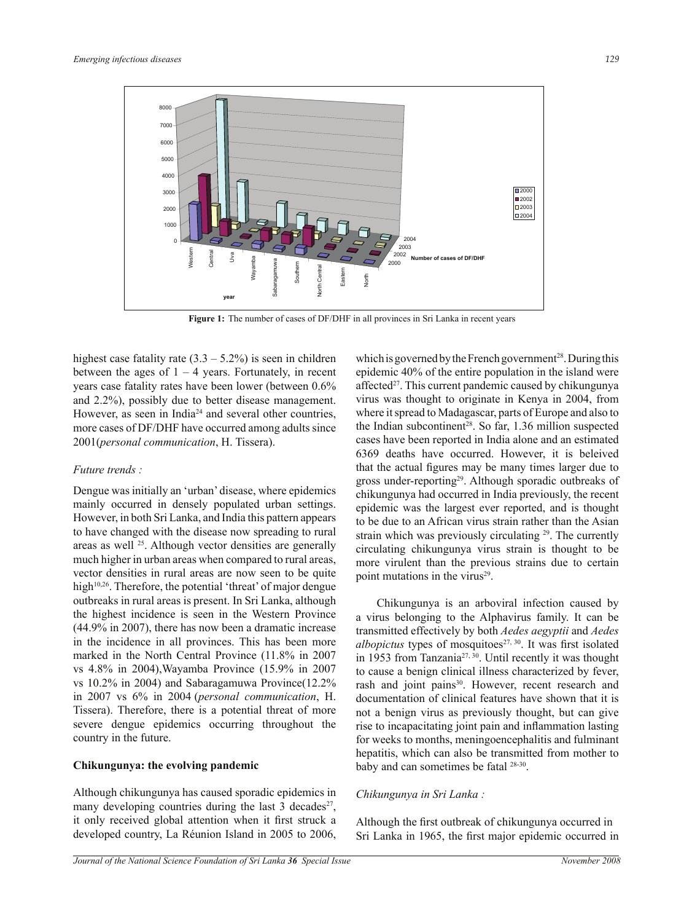**Figure 1:** The number of cases of DF/DHF in all provinces in Sri Lanka in recent years

highest case fatality rate (3.3 – 5.2%) is seen in children between the ages of 1 – 4 years. Fortunately, in recent years case fatality rates have been lower (between 0.6% and 2.2%), possibly due to better disease management. However, as seen in India[24] and several other countries, more cases of DF/DHF have occurred among adults since 2001(*personal communication*, H. Tissera).

*Future trends :*

Dengue was initially an 'urban' disease, where epidemics mainly occurred in densely populated urban settings. However, in both Sri Lanka, and India this pattern appears to have changed with the disease now spreading to rural areas as well [25]. Although vector densities are generally much higher in urban areas when compared to rural areas, vector densities in rural areas are now seen to be quite high[10,26]. Therefore, the potential 'threat' of major dengue outbreaks in rural areas is present. In Sri Lanka, although the highest incidence is seen in the Western Province (44.9% in 2007), there has now been a dramatic increase in the incidence in all provinces. This has been more marked in the North Central Province (11.8% in 2007 vs 4.8% in 2004),Wayamba Province (15.9% in 2007 vs 10.2% in 2004) and Sabaragamuwa Province(12.2% in 2007 vs 6% in 2004 (*personal communication*, H. Tissera). Therefore, there is a potential threat of more severe dengue epidemics occurring throughout the country in the future.

**Chikungunya: the evolving pandemic**

Although chikungunya has caused sporadic epidemics in many developing countries during the last 3 decades[27], it only received global attention when it first struck a developed country, La Réunion Island in 2005 to 2006, which is governed by the French government[28]. During this epidemic 40% of the entire population in the island were affected[27]. This current pandemic caused by chikungunya virus was thought to originate in Kenya in 2004, from where it spread to Madagascar, parts of Europe and also to the Indian subcontinent[28]. So far, 1.36 million suspected cases have been reported in India alone and an estimated 6369 deaths have occurred. However, it is beleived that the actual figures may be many times larger due to gross under-reporting[29]. Although sporadic outbreaks of chikungunya had occurred in India previously, the recent epidemic was the largest ever reported, and is thought to be due to an African virus strain rather than the Asian strain which was previously circulating [29]. The currently circulating chikungunya virus strain is thought to be more virulent than the previous strains due to certain point mutations in the virus[29].

Chikungunya is an arboviral infection caused by a virus belonging to the Alphavirus family. It can be transmitted effectively by both *Aedes aegyptii* and *Aedes albopictus* types of mosquitoes[27, 30]. It was first isolated in 1953 from Tanzania[27, 30]. Until recently it was thought to cause a benign clinical illness characterized by fever, rash and joint pains[30]. However, recent research and documentation of clinical features have shown that it is not a benign virus as previously thought, but can give rise to incapacitating joint pain and inflammation lasting for weeks to months, meningoencephalitis and fulminant hepatitis, which can also be transmitted from mother to baby and can sometimes be fatal [28-30].

*Chikungunya in Sri Lanka :*

Although the first outbreak of chikungunya occurred in Sri Lanka in 1965, the first major epidemic occurred in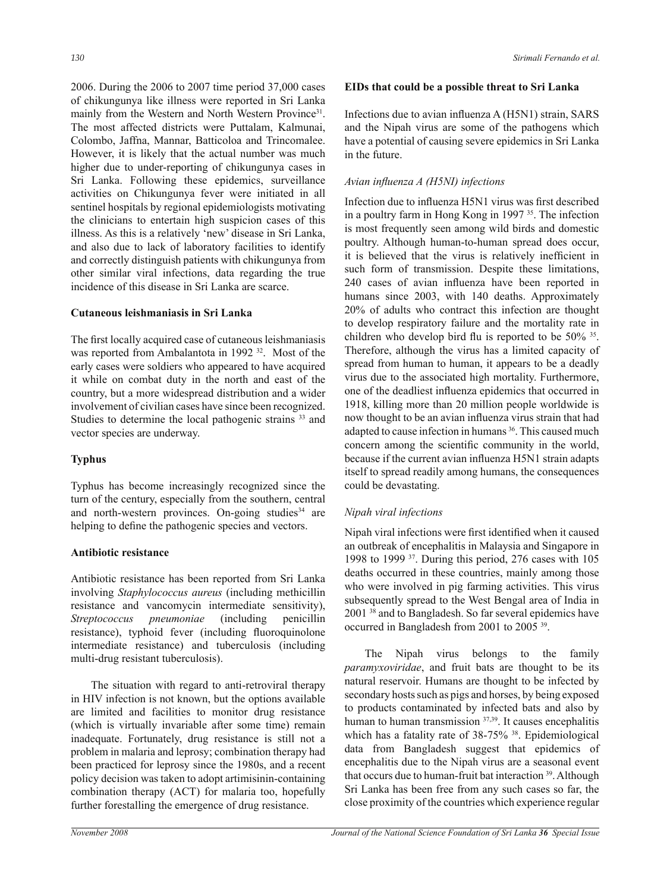2006. During the 2006 to 2007 time period 37,000 cases of chikungunya like illness were reported in Sri Lanka mainly from the Western and North Western Province[31]. The most affected districts were Puttalam, Kalmunai, Colombo, Jaffna, Mannar, Batticoloa and Trincomalee. However, it is likely that the actual number was much higher due to under-reporting of chikungunya cases in Sri Lanka. Following these epidemics, surveillance activities on Chikungunya fever were initiated in all sentinel hospitals by regional epidemiologists motivating the clinicians to entertain high suspicion cases of this illness. As this is a relatively 'new' disease in Sri Lanka, and also due to lack of laboratory facilities to identify and correctly distinguish patients with chikungunya from other similar viral infections, data regarding the true incidence of this disease in Sri Lanka are scarce.

**Cutaneous leishmaniasis in Sri Lanka**

The first locally acquired case of cutaneous leishmaniasis was reported from Ambalantota in 1992 [32]. Most of the early cases were soldiers who appeared to have acquired it while on combat duty in the north and east of the country, but a more widespread distribution and a wider involvement of civilian cases have since been recognized. Studies to determine the local pathogenic strains [33] and vector species are underway.

**Typhus**

Typhus has become increasingly recognized since the turn of the century, especially from the southern, central and north-western provinces. On-going studies[34] are helping to define the pathogenic species and vectors.

**Antibiotic resistance**

Antibiotic resistance has been reported from Sri Lanka involving *Staphylococcus aureus* (including methicillin resistance and vancomycin intermediate sensitivity), *Streptococcus pneumoniae* (including penicillin resistance), typhoid fever (including fluoroquinolone intermediate resistance) and tuberculosis (including multi-drug resistant tuberculosis).

The situation with regard to anti-retroviral therapy in HIV infection is not known, but the options available are limited and facilities to monitor drug resistance (which is virtually invariable after some time) remain inadequate. Fortunately, drug resistance is still not a problem in malaria and leprosy; combination therapy had been practiced for leprosy since the 1980s, and a recent policy decision was taken to adopt artimisinin-containing combination therapy (ACT) for malaria too, hopefully further forestalling the emergence of drug resistance.

**EIDs that could be a possible threat to Sri Lanka**

Infections due to avian influenza A (H5N1) strain, SARS and the Nipah virus are some of the pathogens which have a potential of causing severe epidemics in Sri Lanka in the future.

*Avian influenza A (H5NI) infections*

Infection due to influenza H5N1 virus was first described in a poultry farm in Hong Kong in 1997 [35]. The infection is most frequently seen among wild birds and domestic poultry. Although human-to-human spread does occur, it is believed that the virus is relatively inefficient in such form of transmission. Despite these limitations, 240 cases of avian influenza have been reported in humans since 2003, with 140 deaths. Approximately 20% of adults who contract this infection are thought to develop respiratory failure and the mortality rate in children who develop bird flu is reported to be 50% [35]. Therefore, although the virus has a limited capacity of spread from human to human, it appears to be a deadly virus due to the associated high mortality. Furthermore, one of the deadliest influenza epidemics that occurred in 1918, killing more than 20 million people worldwide is now thought to be an avian influenza virus strain that had adapted to cause infection in humans [36]. This caused much concern among the scientific community in the world, because if the current avian influenza H5N1 strain adapts itself to spread readily among humans, the consequences could be devastating.

*Nipah viral infections*

Nipah viral infections were first identified when it caused an outbreak of encephalitis in Malaysia and Singapore in 1998 to 1999 [37]. During this period, 276 cases with 105 deaths occurred in these countries, mainly among those who were involved in pig farming activities. This virus subsequently spread to the West Bengal area of India in 2001 [38] and to Bangladesh. So far several epidemics have occurred in Bangladesh from 2001 to 2005 [39].

The Nipah virus belongs to the family *paramyxoviridae*, and fruit bats are thought to be its natural reservoir. Humans are thought to be infected by secondary hosts such as pigs and horses, by being exposed to products contaminated by infected bats and also by human to human transmission [37,39]. It causes encephalitis which has a fatality rate of 38-75% [38]. Epidemiological data from Bangladesh suggest that epidemics of encephalitis due to the Nipah virus are a seasonal event that occurs due to human-fruit bat interaction [39]. Although Sri Lanka has been free from any such cases so far, the close proximity of the countries which experience regular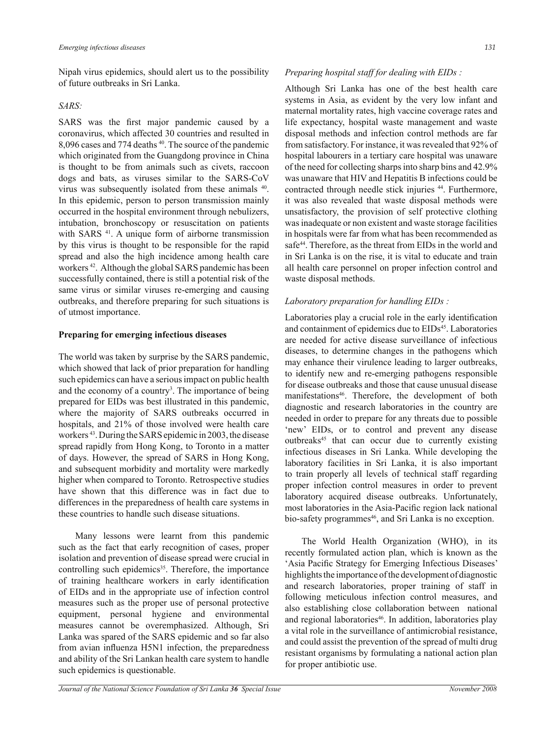Nipah virus epidemics, should alert us to the possibility of future outbreaks in Sri Lanka.

*SARS:*

SARS was the first major pandemic caused by a coronavirus, which affected 30 countries and resulted in 8,096 cases and 774 deaths [40]. The source of the pandemic which originated from the Guangdong province in China is thought to be from animals such as civets, raccoon dogs and bats, as viruses similar to the SARS-CoV virus was subsequently isolated from these animals [40]. In this epidemic, person to person transmission mainly occurred in the hospital environment through nebulizers, intubation, bronchoscopy or resuscitation on patients with SARS [41]. A unique form of airborne transmission by this virus is thought to be responsible for the rapid spread and also the high incidence among health care workers [42]. Although the global SARS pandemic has been successfully contained, there is still a potential risk of the same virus or similar viruses re-emerging and causing outbreaks, and therefore preparing for such situations is of utmost importance.

## Preparing for emerging infectious diseases

The world was taken by surprise by the SARS pandemic, which showed that lack of prior preparation for handling such epidemics can have a serious impact on public health and the economy of a country[3]. The importance of being prepared for EIDs was best illustrated in this pandemic, where the majority of SARS outbreaks occurred in hospitals, and 21% of those involved were health care workers [43]. During the SARS epidemic in 2003, the disease spread rapidly from Hong Kong, to Toronto in a matter of days. However, the spread of SARS in Hong Kong, and subsequent morbidity and mortality were markedly higher when compared to Toronto. Retrospective studies have shown that this difference was in fact due to differences in the preparedness of health care systems in these countries to handle such disease situations.

Many lessons were learnt from this pandemic such as the fact that early recognition of cases, proper isolation and prevention of disease spread were crucial in controlling such epidemics[35]. Therefore, the importance of training healthcare workers in early identification of EIDs and in the appropriate use of infection control measures such as the proper use of personal protective equipment, personal hygiene and environmental measures cannot be overemphasized. Although, Sri Lanka was spared of the SARS epidemic and so far also from avian influenza H5N1 infection, the preparedness and ability of the Sri Lankan health care system to handle such epidemics is questionable.

*Preparing hospital staff for dealing with EIDs :*

Although Sri Lanka has one of the best health care systems in Asia, as evident by the very low infant and maternal mortality rates, high vaccine coverage rates and life expectancy, hospital waste management and waste disposal methods and infection control methods are far from satisfactory. For instance, it was revealed that 92% of hospital labourers in a tertiary care hospital was unaware of the need for collecting sharps into sharp bins and 42.9% was unaware that HIV and Hepatitis B infections could be contracted through needle stick injuries [44]. Furthermore, it was also revealed that waste disposal methods were unsatisfactory, the provision of self protective clothing was inadequate or non existent and waste storage facilities in hospitals were far from what has been recommended as safe[44]. Therefore, as the threat from EIDs in the world and in Sri Lanka is on the rise, it is vital to educate and train all health care personnel on proper infection control and waste disposal methods.

*Laboratory preparation for handling EIDs :*

Laboratories play a crucial role in the early identification and containment of epidemics due to EIDs[45]. Laboratories are needed for active disease surveillance of infectious diseases, to determine changes in the pathogens which may enhance their virulence leading to larger outbreaks, to identify new and re-emerging pathogens responsible for disease outbreaks and those that cause unusual disease manifestations[46]. Therefore, the development of both diagnostic and research laboratories in the country are needed in order to prepare for any threats due to possible 'new' EIDs, or to control and prevent any disease outbreaks[45] that can occur due to currently existing infectious diseases in Sri Lanka. While developing the laboratory facilities in Sri Lanka, it is also important to train properly all levels of technical staff regarding proper infection control measures in order to prevent laboratory acquired disease outbreaks. Unfortunately, most laboratories in the Asia-Pacific region lack national bio-safety programmes[46], and Sri Lanka is no exception.

The World Health Organization (WHO), in its recently formulated action plan, which is known as the 'Asia Pacific Strategy for Emerging Infectious Diseases' highlights the importance of the development of diagnostic and research laboratories, proper training of staff in following meticulous infection control measures, and also establishing close collaboration between national and regional laboratories[46]. In addition, laboratories play a vital role in the surveillance of antimicrobial resistance, and could assist the prevention of the spread of multi drug resistant organisms by formulating a national action plan for proper antibiotic use.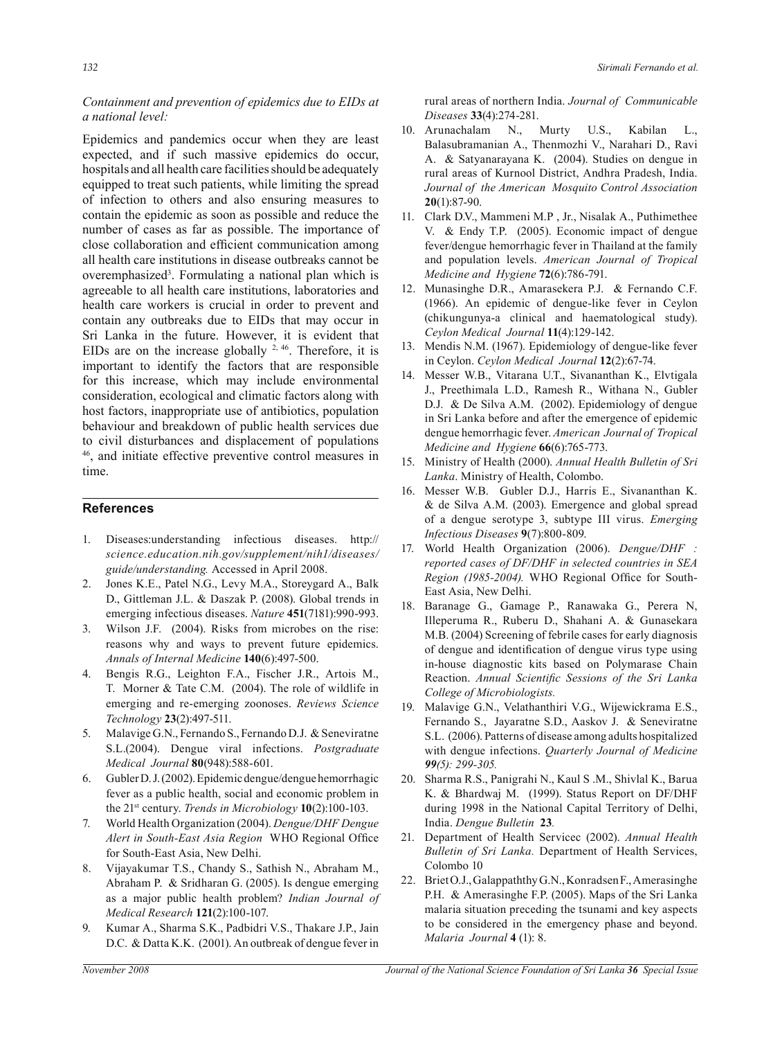*Containment and prevention of epidemics due to EIDs at a national level:*

Epidemics and pandemics occur when they are least expected, and if such massive epidemics do occur, hospitals and all health care facilities should be adequately equipped to treat such patients, while limiting the spread of infection to others and also ensuring measures to contain the epidemic as soon as possible and reduce the number of cases as far as possible. The importance of close collaboration and efficient communication among all health care institutions in disease outbreaks cannot be overemphasized[3]. Formulating a national plan which is agreeable to all health care institutions, laboratories and health care workers is crucial in order to prevent and contain any outbreaks due to EIDs that may occur in Sri Lanka in the future. However, it is evident that EIDs are on the increase globally [2, 46]. Therefore, it is important to identify the factors that are responsible for this increase, which may include environmental consideration, ecological and climatic factors along with host factors, inappropriate use of antibiotics, population behaviour and breakdown of public health services due to civil disturbances and displacement of populations [46], and initiate effective preventive control measures in time.

## References

1. Diseases:understanding infectious diseases. *http://science.education.nih.gov/supplement/nih1/diseases/guide/understanding.* Accessed in April 2008.
2. Jones K.E., Patel N.G., Levy M.A., Storeygard A., Balk D., Gittleman J.L. & Daszak P. (2008). Global trends in emerging infectious diseases. *Nature* **451**(7181):990-993.
3. Wilson J.F. (2004). Risks from microbes on the rise: reasons why and ways to prevent future epidemics. *Annals of Internal Medicine* **140**(6):497-500.
4. Bengis R.G., Leighton F.A., Fischer J.R., Artois M., T. Morner & Tate C.M. (2004). The role of wildlife in emerging and re-emerging zoonoses. *Reviews Science Technology* **23**(2):497-511.
5. Malavige G.N., Fernando S., Fernando D.J. & Seneviratne S.L.(2004). Dengue viral infections. *Postgraduate Medical Journal* **80**(948):588-601.
6. Gubler D. J. (2002). Epidemic dengue/dengue hemorrhagic fever as a public health, social and economic problem in the 21st century. *Trends in Microbiology* **10**(2):100-103.
7. World Health Organization (2004). *Dengue/DHF Dengue Alert in South-East Asia Region* WHO Regional Office for South-East Asia, New Delhi.
8. Vijayakumar T.S., Chandy S., Sathish N., Abraham M., Abraham P. & Sridharan G. (2005). Is dengue emerging as a major public health problem? *Indian Journal of Medical Research* **121**(2):100-107.
9. Kumar A., Sharma S.K., Padbidri V.S., Thakare J.P., Jain D.C. & Datta K.K. (2001). An outbreak of dengue fever in rural areas of northern India. *Journal of Communicable Diseases* **33**(4):274-281.
10. Arunachalam N., Murty U.S., Kabilan L., Balasubramanian A., Thenmozhi V., Narahari D., Ravi A. & Satyanarayana K. (2004). Studies on dengue in rural areas of Kurnool District, Andhra Pradesh, India. *Journal of the American Mosquito Control Association* **20**(1):87-90.
11. Clark D.V., Mammeni M.P , Jr., Nisalak A., Puthimethee V. & Endy T.P. (2005). Economic impact of dengue fever/dengue hemorrhagic fever in Thailand at the family and population levels. *American Journal of Tropical Medicine and Hygiene* **72**(6):786-791.
12. Munasinghe D.R., Amarasekera P.J. & Fernando C.F. (1966). An epidemic of dengue-like fever in Ceylon (chikungunya-a clinical and haematological study). *Ceylon Medical Journal* **11**(4):129-142.
13. Mendis N.M. (1967). Epidemiology of dengue-like fever in Ceylon. *Ceylon Medical Journal* **12**(2):67-74.
14. Messer W.B., Vitarana U.T., Sivananthan K., Elvtigala J., Preethimala L.D., Ramesh R., Withana N., Gubler D.J. & De Silva A.M. (2002). Epidemiology of dengue in Sri Lanka before and after the emergence of epidemic dengue hemorrhagic fever. *American Journal of Tropical Medicine and Hygiene* **66**(6):765-773.
15. Ministry of Health (2000). *Annual Health Bulletin of Sri Lanka*. Ministry of Health, Colombo.
16. Messer W.B. Gubler D.J., Harris E., Sivananthan K. & de Silva A.M. (2003). Emergence and global spread of a dengue serotype 3, subtype III virus. *Emerging Infectious Diseases* **9**(7):800-809.
17. World Health Organization (2006). *Dengue/DHF : reported cases of DF/DHF in selected countries in SEA Region (1985-2004).* WHO Regional Office for South-East Asia, New Delhi.
18. Baranage G., Gamage P., Ranawaka G., Perera N, Illeperuma R., Ruberu D., Shahani A. & Gunasekara M.B. (2004) Screening of febrile cases for early diagnosis of dengue and identification of dengue virus type using in-house diagnostic kits based on Polymarase Chain Reaction. *Annual Scientific Sessions of the Sri Lanka College of Microbiologists.*
19. Malavige G.N., Velathanthiri V.G., Wijewickrama E.S., Fernando S., Jayaratne S.D., Aaskov J. & Seneviratne S.L. (2006). Patterns of disease among adults hospitalized with dengue infections. *Quarterly Journal of Medicine 99(5): 299-305.*
20. Sharma R.S., Panigrahi N., Kaul S .M., Shivlal K., Barua K. & Bhardwaj M. (1999). Status Report on DF/DHF during 1998 in the National Capital Territory of Delhi, India. *Dengue Bulletin* **23**.
21. Department of Health Servicec (2002). *Annual Health Bulletin of Sri Lanka.* Department of Health Services, Colombo 10
22. Briet O.J., Galappaththy G.N., Konradsen F., Amerasinghe P.H. & Amerasinghe F.P. (2005). Maps of the Sri Lanka malaria situation preceding the tsunami and key aspects to be considered in the emergency phase and beyond. *Malaria Journal* **4** (1): 8.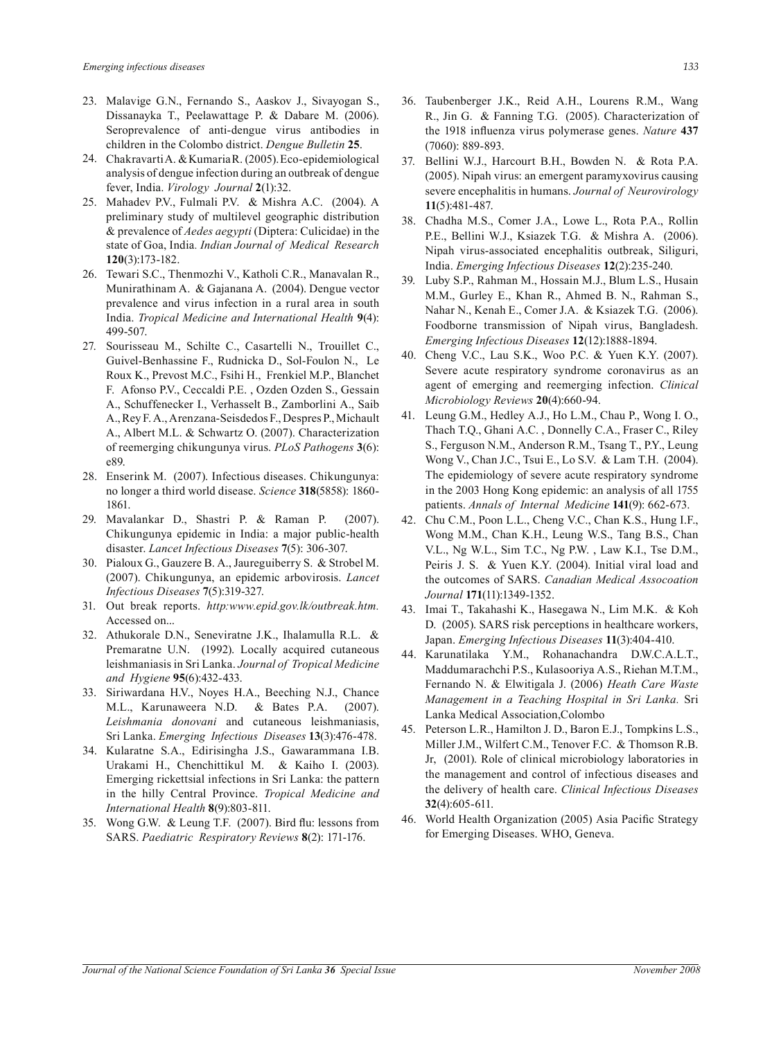23. Malavige G.N., Fernando S., Aaskov J., Sivayogan S., Dissanayka T., Peelawattage P. & Dabare M. (2006). Seroprevalence of anti-dengue virus antibodies in children in the Colombo district. *Dengue Bulletin* **25**.
24. Chakravarti A. & Kumaria R. (2005). Eco-epidemiological analysis of dengue infection during an outbreak of dengue fever, India. *Virology Journal* **2**(1):32.
25. Mahadev P.V., Fulmali P.V. & Mishra A.C. (2004). A preliminary study of multilevel geographic distribution & prevalence of *Aedes aegypti* (Diptera: Culicidae) in the state of Goa, India. *Indian Journal of Medical Research* **120**(3):173-182.
26. Tewari S.C., Thenmozhi V., Katholi C.R., Manavalan R., Munirathinam A. & Gajanana A. (2004). Dengue vector prevalence and virus infection in a rural area in south India. *Tropical Medicine and International Health* **9**(4): 499-507.
27. Sourisseau M., Schilte C., Casartelli N., Trouillet C., Guivel-Benhassine F., Rudnicka D., Sol-Foulon N., Le Roux K., Prevost M.C., Fsihi H., Frenkiel M.P., Blanchet F. Afonso P.V., Ceccaldi P.E. , Ozden Ozden S., Gessain A., Schuffenecker I., Verhasselt B., Zamborlini A., Saib A., Rey F. A., Arenzana-Seisdedos F., Despres P., Michault A., Albert M.L. & Schwartz O. (2007). Characterization of reemerging chikungunya virus. *PLoS Pathogens* **3**(6): e89.
28. Enserink M. (2007). Infectious diseases. Chikungunya: no longer a third world disease. *Science* **318**(5858): 1860-1861.
29. Mavalankar D., Shastri P. & Raman P. (2007). Chikungunya epidemic in India: a major public-health disaster. *Lancet Infectious Diseases* **7**(5): 306-307.
30. Pialoux G., Gauzere B. A., Jaureguiberry S. & Strobel M. (2007). Chikungunya, an epidemic arbovirosis. *Lancet Infectious Diseases* **7**(5):319-327.
31. Out break reports. *http:www.epid.gov.lk/outbreak.htm.* Accessed on...
32. Athukorale D.N., Seneviratne J.K., Ihalamulla R.L. & Premaratne U.N. (1992). Locally acquired cutaneous leishmaniasis in Sri Lanka. *Journal of Tropical Medicine and Hygiene* **95**(6):432-433.
33. Siriwardana H.V., Noyes H.A., Beeching N.J., Chance M.L., Karunaweera N.D. & Bates P.A. (2007). *Leishmania donovani* and cutaneous leishmaniasis, Sri Lanka. *Emerging Infectious Diseases* **13**(3):476-478.
34. Kularatne S.A., Edirisingha J.S., Gawarammana I.B. Urakami H., Chenchittikul M. & Kaiho I. (2003). Emerging rickettsial infections in Sri Lanka: the pattern in the hilly Central Province. *Tropical Medicine and International Health* **8**(9):803-811.
35. Wong G.W. & Leung T.F. (2007). Bird flu: lessons from SARS. *Paediatric Respiratory Reviews* **8**(2): 171-176.
36. Taubenberger J.K., Reid A.H., Lourens R.M., Wang R., Jin G. & Fanning T.G. (2005). Characterization of the 1918 influenza virus polymerase genes. *Nature* **437** (7060): 889-893.
37. Bellini W.J., Harcourt B.H., Bowden N. & Rota P.A. (2005). Nipah virus: an emergent paramyxovirus causing severe encephalitis in humans. *Journal of Neurovirology* **11**(5):481-487.
38. Chadha M.S., Comer J.A., Lowe L., Rota P.A., Rollin P.E., Bellini W.J., Ksiazek T.G. & Mishra A. (2006). Nipah virus-associated encephalitis outbreak, Siliguri, India. *Emerging Infectious Diseases* **12**(2):235-240.
39. Luby S.P., Rahman M., Hossain M.J., Blum L.S., Husain M.M., Gurley E., Khan R., Ahmed B. N., Rahman S., Nahar N., Kenah E., Comer J.A. & Ksiazek T.G. (2006). Foodborne transmission of Nipah virus, Bangladesh. *Emerging Infectious Diseases* **12**(12):1888-1894.
40. Cheng V.C., Lau S.K., Woo P.C. & Yuen K.Y. (2007). Severe acute respiratory syndrome coronavirus as an agent of emerging and reemerging infection. *Clinical Microbiology Reviews* **20**(4):660-94.
41. Leung G.M., Hedley A.J., Ho L.M., Chau P., Wong I. O., Thach T.Q., Ghani A.C. , Donnelly C.A., Fraser C., Riley S., Ferguson N.M., Anderson R.M., Tsang T., P.Y., Leung Wong V., Chan J.C., Tsui E., Lo S.V. & Lam T.H. (2004). The epidemiology of severe acute respiratory syndrome in the 2003 Hong Kong epidemic: an analysis of all 1755 patients. *Annals of Internal Medicine* **141**(9): 662-673.
42. Chu C.M., Poon L.L., Cheng V.C., Chan K.S., Hung I.F., Wong M.M., Chan K.H., Leung W.S., Tang B.S., Chan V.L., Ng W.L., Sim T.C., Ng P.W. , Law K.I., Tse D.M., Peiris J. S. & Yuen K.Y. (2004). Initial viral load and the outcomes of SARS. *Canadian Medical Assocoation Journal* **171**(11):1349-1352.
43. Imai T., Takahashi K., Hasegawa N., Lim M.K. & Koh D. (2005). SARS risk perceptions in healthcare workers, Japan. *Emerging Infectious Diseases* **11**(3):404-410.
44. Karunatilaka Y.M., Rohanachandra D.W.C.A.L.T., Maddumarachchi P.S., Kulasooriya A.S., Riehan M.T.M., Fernando N. & Elwitigala J. (2006) *Heath Care Waste Management in a Teaching Hospital in Sri Lanka.* Sri Lanka Medical Association,Colombo
45. Peterson L.R., Hamilton J. D., Baron E.J., Tompkins L.S., Miller J.M., Wilfert C.M., Tenover F.C. & Thomson R.B. Jr, (2001). Role of clinical microbiology laboratories in the management and control of infectious diseases and the delivery of health care. *Clinical Infectious Diseases* **32**(4):605-611.
46. World Health Organization (2005) Asia Pacific Strategy for Emerging Diseases. WHO, Geneva.